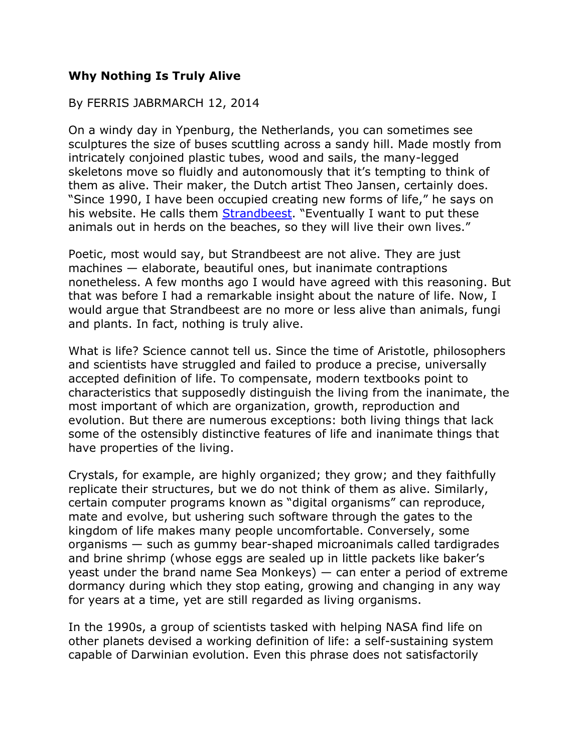**Why Nothing Is Truly Alive**

By FERRIS JABRMARCH 12, 2014

On a windy day in Ypenburg, the Netherlands, you can sometimes see sculptures the size of buses scuttling across a sandy hill. Made mostly from intricately conjoined plastic tubes, wood and sails, the many-legged skeletons move so fluidly and autonomously that it's tempting to think of them as alive. Their maker, the Dutch artist Theo Jansen, certainly does. "Since 1990, I have been occupied creating new forms of life," he says on his website. He calls them Strandbeest. "Eventually I want to put these animals out in herds on the beaches, so they will live their own lives."

Poetic, most would say, but Strandbeest are not alive. They are just machines — elaborate, beautiful ones, but inanimate contraptions nonetheless. A few months ago I would have agreed with this reasoning. But that was before I had a remarkable insight about the nature of life. Now, I would argue that Strandbeest are no more or less alive than animals, fungi and plants. In fact, nothing is truly alive.

What is life? Science cannot tell us. Since the time of Aristotle, philosophers and scientists have struggled and failed to produce a precise, universally accepted definition of life. To compensate, modern textbooks point to characteristics that supposedly distinguish the living from the inanimate, the most important of which are organization, growth, reproduction and evolution. But there are numerous exceptions: both living things that lack some of the ostensibly distinctive features of life and inanimate things that have properties of the living.

Crystals, for example, are highly organized; they grow; and they faithfully replicate their structures, but we do not think of them as alive. Similarly, certain computer programs known as "digital organisms" can reproduce, mate and evolve, but ushering such software through the gates to the kingdom of life makes many people uncomfortable. Conversely, some organisms — such as gummy bear-shaped microanimals called tardigrades and brine shrimp (whose eggs are sealed up in little packets like baker's yeast under the brand name Sea Monkeys) — can enter a period of extreme dormancy during which they stop eating, growing and changing in any way for years at a time, yet are still regarded as living organisms.

In the 1990s, a group of scientists tasked with helping NASA find life on other planets devised a working definition of life: a self-sustaining system capable of Darwinian evolution. Even this phrase does not satisfactorily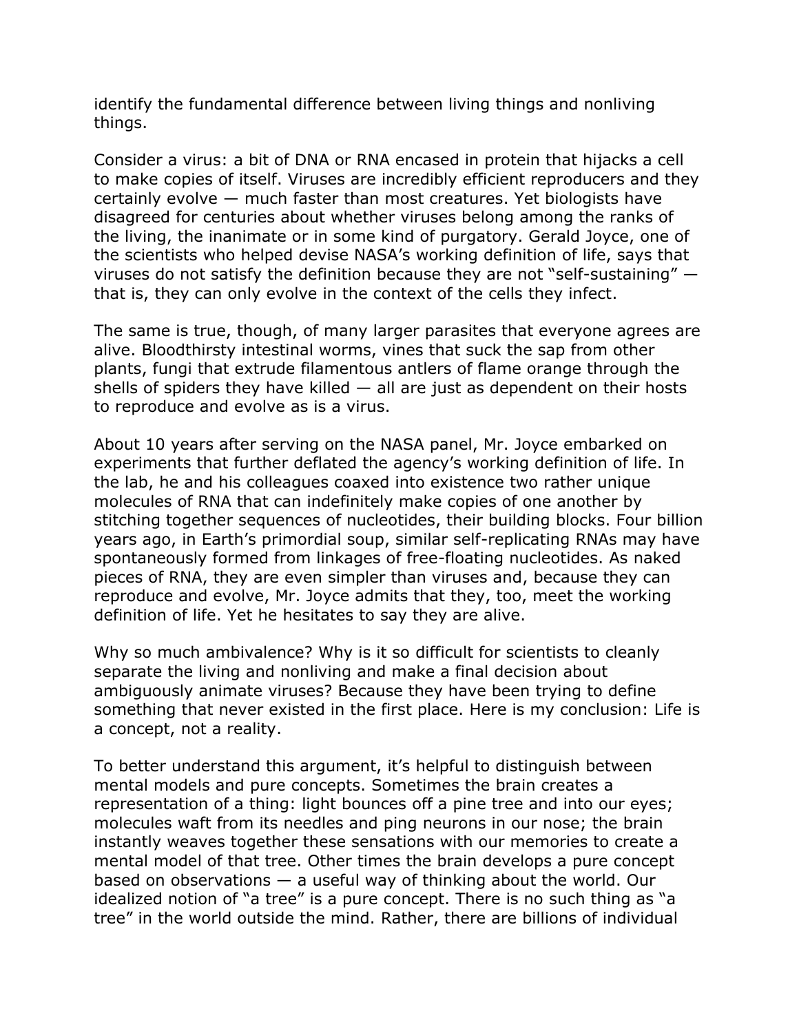identify the fundamental difference between living things and nonliving things.

Consider a virus: a bit of DNA or RNA encased in protein that hijacks a cell to make copies of itself. Viruses are incredibly efficient reproducers and they certainly evolve — much faster than most creatures. Yet biologists have disagreed for centuries about whether viruses belong among the ranks of the living, the inanimate or in some kind of purgatory. Gerald Joyce, one of the scientists who helped devise NASA's working definition of life, says that viruses do not satisfy the definition because they are not "self-sustaining" — that is, they can only evolve in the context of the cells they infect.

The same is true, though, of many larger parasites that everyone agrees are alive. Bloodthirsty intestinal worms, vines that suck the sap from other plants, fungi that extrude filamentous antlers of flame orange through the shells of spiders they have killed — all are just as dependent on their hosts to reproduce and evolve as is a virus.

About 10 years after serving on the NASA panel, Mr. Joyce embarked on experiments that further deflated the agency's working definition of life. In the lab, he and his colleagues coaxed into existence two rather unique molecules of RNA that can indefinitely make copies of one another by stitching together sequences of nucleotides, their building blocks. Four billion years ago, in Earth's primordial soup, similar self-replicating RNAs may have spontaneously formed from linkages of free-floating nucleotides. As naked pieces of RNA, they are even simpler than viruses and, because they can reproduce and evolve, Mr. Joyce admits that they, too, meet the working definition of life. Yet he hesitates to say they are alive.

Why so much ambivalence? Why is it so difficult for scientists to cleanly separate the living and nonliving and make a final decision about ambiguously animate viruses? Because they have been trying to define something that never existed in the first place. Here is my conclusion: Life is a concept, not a reality.

To better understand this argument, it's helpful to distinguish between mental models and pure concepts. Sometimes the brain creates a representation of a thing: light bounces off a pine tree and into our eyes; molecules waft from its needles and ping neurons in our nose; the brain instantly weaves together these sensations with our memories to create a mental model of that tree. Other times the brain develops a pure concept based on observations — a useful way of thinking about the world. Our idealized notion of "a tree" is a pure concept. There is no such thing as "a tree" in the world outside the mind. Rather, there are billions of individual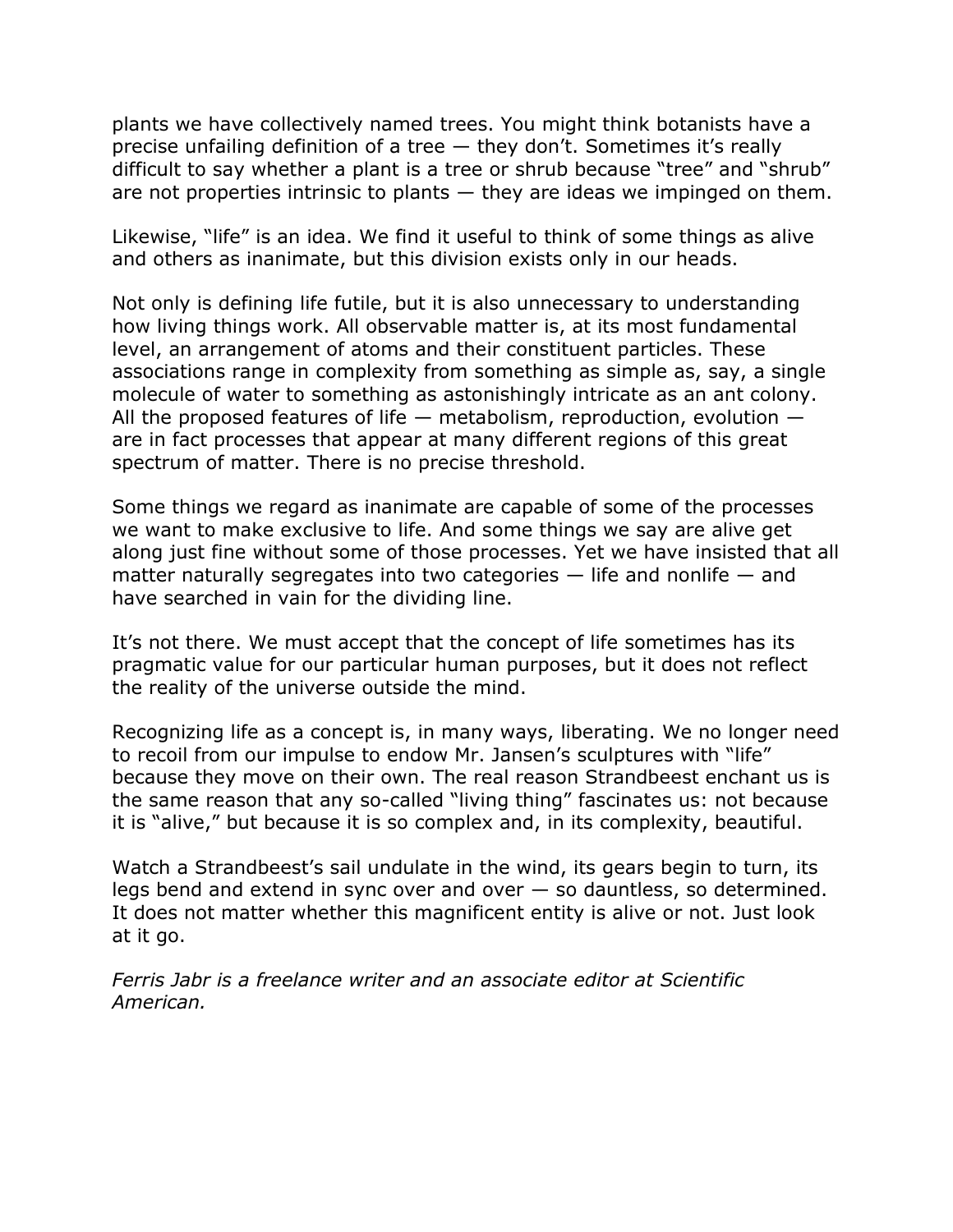plants we have collectively named trees. You might think botanists have a precise unfailing definition of a tree — they don't. Sometimes it's really difficult to say whether a plant is a tree or shrub because "tree" and "shrub" are not properties intrinsic to plants — they are ideas we impinged on them.

Likewise, "life" is an idea. We find it useful to think of some things as alive and others as inanimate, but this division exists only in our heads.

Not only is defining life futile, but it is also unnecessary to understanding how living things work. All observable matter is, at its most fundamental level, an arrangement of atoms and their constituent particles. These associations range in complexity from something as simple as, say, a single molecule of water to something as astonishingly intricate as an ant colony. All the proposed features of life — metabolism, reproduction, evolution — are in fact processes that appear at many different regions of this great spectrum of matter. There is no precise threshold.

Some things we regard as inanimate are capable of some of the processes we want to make exclusive to life. And some things we say are alive get along just fine without some of those processes. Yet we have insisted that all matter naturally segregates into two categories — life and nonlife — and have searched in vain for the dividing line.

It's not there. We must accept that the concept of life sometimes has its pragmatic value for our particular human purposes, but it does not reflect the reality of the universe outside the mind.

Recognizing life as a concept is, in many ways, liberating. We no longer need to recoil from our impulse to endow Mr. Jansen's sculptures with "life" because they move on their own. The real reason Strandbeest enchant us is the same reason that any so-called "living thing" fascinates us: not because it is "alive," but because it is so complex and, in its complexity, beautiful.

Watch a Strandbeest's sail undulate in the wind, its gears begin to turn, its legs bend and extend in sync over and over — so dauntless, so determined. It does not matter whether this magnificent entity is alive or not. Just look at it go.

*Ferris Jabr is a freelance writer and an associate editor at Scientific American.*